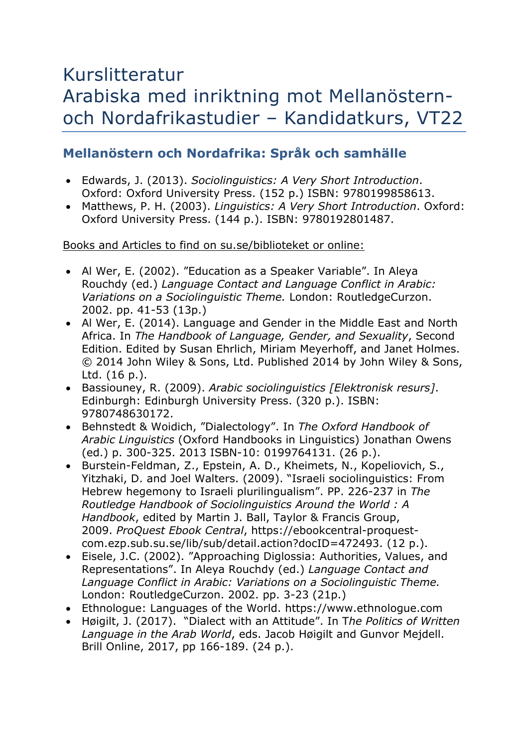# Kurslitteratur
# Arabiska med inriktning mot Mellanöstern- och Nordafrikastudier – Kandidatkurs, VT22

## Mellanöstern och Nordafrika: Språk och samhälle

- Edwards, J. (2013). *Sociolinguistics: A Very Short Introduction*. Oxford: Oxford University Press. (152 p.) ISBN: 9780199858613.
- Matthews, P. H. (2003). *Linguistics: A Very Short Introduction*. Oxford: Oxford University Press. (144 p.). ISBN: 9780192801487.

Books and Articles to find on su.se/biblioteket or online:

- Al Wer, E. (2002). ”Education as a Speaker Variable”. In Aleya Rouchdy (ed.) *Language Contact and Language Conflict in Arabic: Variations on a Sociolinguistic Theme.* London: RoutledgeCurzon. 2002. pp. 41-53 (13p.)
- Al Wer, E. (2014). Language and Gender in the Middle East and North Africa. In *The Handbook of Language, Gender, and Sexuality*, Second Edition. Edited by Susan Ehrlich, Miriam Meyerhoff, and Janet Holmes. © 2014 John Wiley & Sons, Ltd. Published 2014 by John Wiley & Sons, Ltd. (16 p.).
- Bassiouney, R. (2009). *Arabic sociolinguistics [Elektronisk resurs]*. Edinburgh: Edinburgh University Press. (320 p.). ISBN: 9780748630172.
- Behnstedt & Woidich, ”Dialectology”. In *The Oxford Handbook of Arabic Linguistics* (Oxford Handbooks in Linguistics) Jonathan Owens (ed.) p. 300-325. 2013 ISBN-10: 0199764131. (26 p.).
- Burstein-Feldman, Z., Epstein, A. D., Kheimets, N., Kopeliovich, S., Yitzhaki, D. and Joel Walters. (2009). "Israeli sociolinguistics: From Hebrew hegemony to Israeli plurilingualism". PP. 226-237 in *The Routledge Handbook of Sociolinguistics Around the World : A Handbook*, edited by Martin J. Ball, Taylor & Francis Group, 2009. *ProQuest Ebook Central*, https://ebookcentral-proquest-com.ezp.sub.su.se/lib/sub/detail.action?docID=472493. (12 p.).
- Eisele, J.C. (2002). ”Approaching Diglossia: Authorities, Values, and Representations”. In Aleya Rouchdy (ed.) *Language Contact and Language Conflict in Arabic: Variations on a Sociolinguistic Theme.* London: RoutledgeCurzon. 2002. pp. 3-23 (21p.)
- Ethnologue: Languages of the World. https://www.ethnologue.com
- Høigilt, J. (2017). "Dialect with an Attitude". In T*he Politics of Written Language in the Arab World*, eds. Jacob Høigilt and Gunvor Mejdell. Brill Online, 2017, pp 166-189. (24 p.).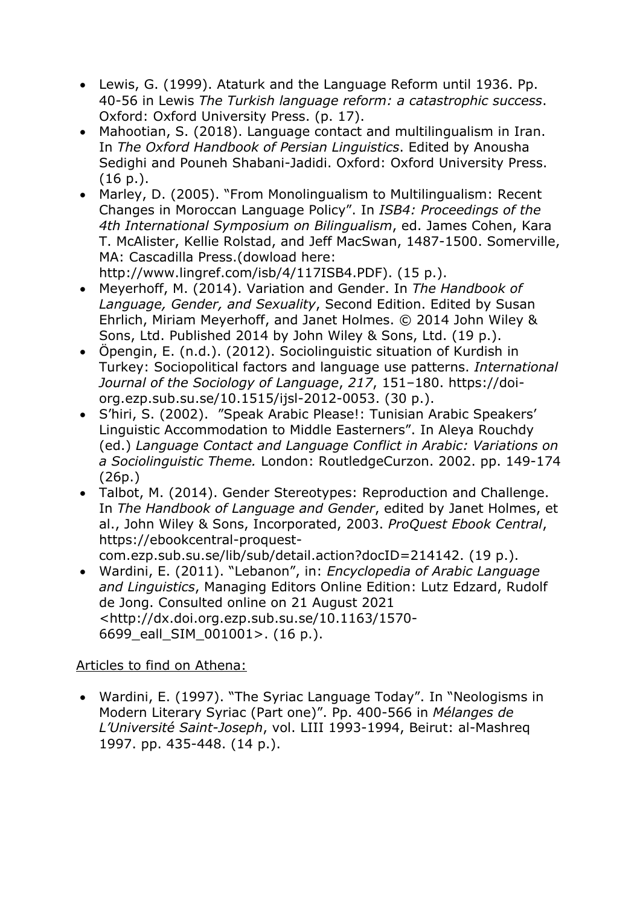- Lewis, G. (1999). Ataturk and the Language Reform until 1936. Pp. 40-56 in Lewis *The Turkish language reform: a catastrophic success*. Oxford: Oxford University Press. (p. 17).
- Mahootian, S. (2018). Language contact and multilingualism in Iran. In *The Oxford Handbook of Persian Linguistics*. Edited by Anousha Sedighi and Pouneh Shabani-Jadidi. Oxford: Oxford University Press. (16 p.).
- Marley, D. (2005). "From Monolingualism to Multilingualism: Recent Changes in Moroccan Language Policy". In *ISB4: Proceedings of the 4th International Symposium on Bilingualism*, ed. James Cohen, Kara T. McAlister, Kellie Rolstad, and Jeff MacSwan, 1487-1500. Somerville, MA: Cascadilla Press.(dowload here: http://www.lingref.com/isb/4/117ISB4.PDF). (15 p.).
- Meyerhoff, M. (2014). Variation and Gender. In *The Handbook of Language, Gender, and Sexuality*, Second Edition. Edited by Susan Ehrlich, Miriam Meyerhoff, and Janet Holmes. © 2014 John Wiley & Sons, Ltd. Published 2014 by John Wiley & Sons, Ltd. (19 p.).
- Öpengin, E. (n.d.). (2012). Sociolinguistic situation of Kurdish in Turkey: Sociopolitical factors and language use patterns. *International Journal of the Sociology of Language*, *217*, 151–180. https://doi-org.ezp.sub.su.se/10.1515/ijsl-2012-0053. (30 p.).
- S'hiri, S. (2002). "Speak Arabic Please!: Tunisian Arabic Speakers' Linguistic Accommodation to Middle Easterners". In Aleya Rouchdy (ed.) *Language Contact and Language Conflict in Arabic: Variations on a Sociolinguistic Theme.* London: RoutledgeCurzon. 2002. pp. 149-174 (26p.)
- Talbot, M. (2014). Gender Stereotypes: Reproduction and Challenge. In *The Handbook of Language and Gender*, edited by Janet Holmes, et al., John Wiley & Sons, Incorporated, 2003. *ProQuest Ebook Central*, https://ebookcentral-proquest-com.ezp.sub.su.se/lib/sub/detail.action?docID=214142. (19 p.).
- Wardini, E. (2011). "Lebanon", in: *Encyclopedia of Arabic Language and Linguistics*, Managing Editors Online Edition: Lutz Edzard, Rudolf de Jong. Consulted online on 21 August 2021 <http://dx.doi.org.ezp.sub.su.se/10.1163/1570-6699_eall_SIM_001001>. (16 p.).

Articles to find on Athena:

- Wardini, E. (1997). "The Syriac Language Today". In "Neologisms in Modern Literary Syriac (Part one)". Pp. 400-566 in *Mélanges de L'Université Saint-Joseph*, vol. LIII 1993-1994, Beirut: al-Mashreq 1997. pp. 435-448. (14 p.).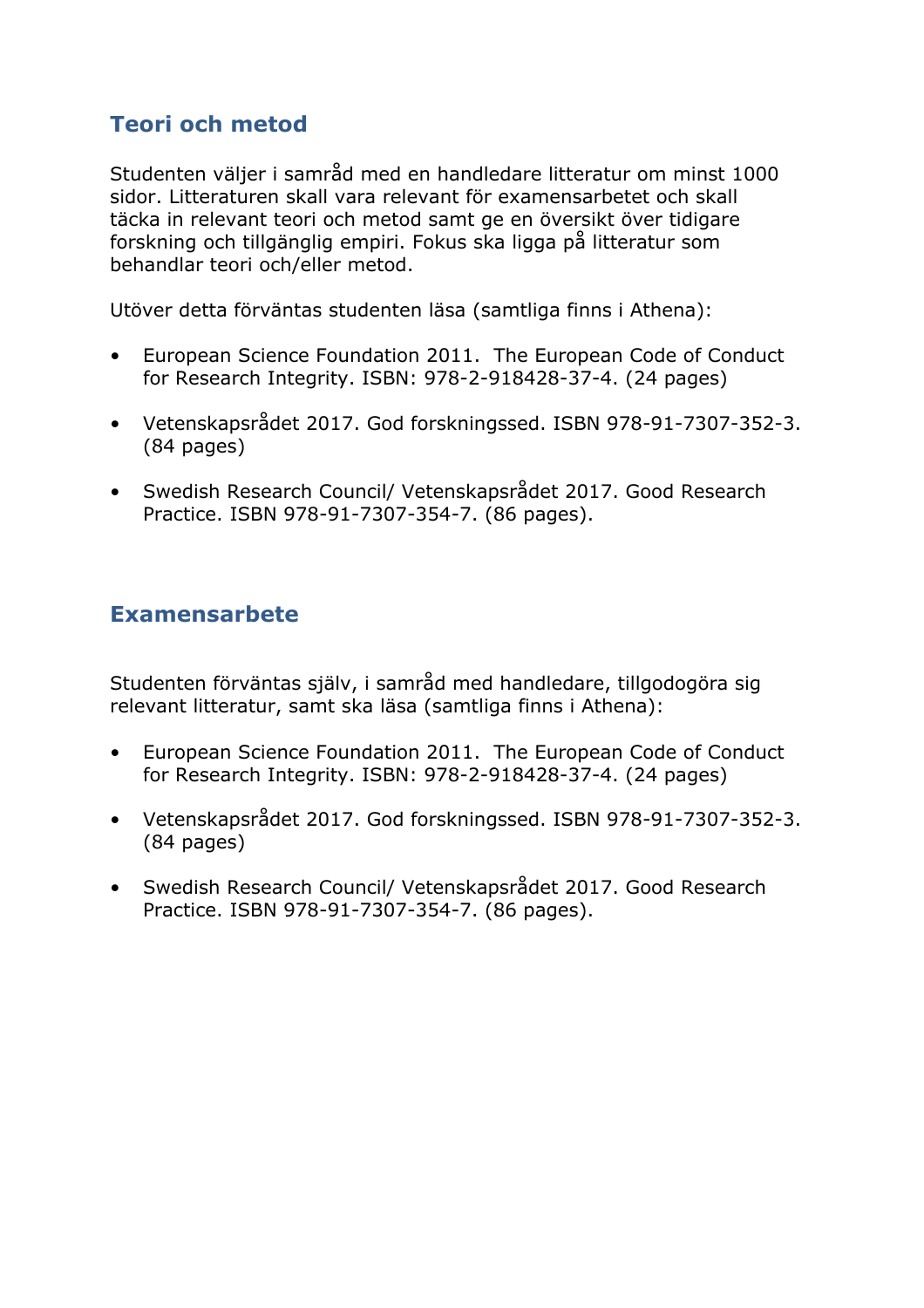## Teori och metod

Studenten väljer i samråd med en handledare litteratur om minst 1000 sidor. Litteraturen skall vara relevant för examensarbetet och skall täcka in relevant teori och metod samt ge en översikt över tidigare forskning och tillgänglig empiri. Fokus ska ligga på litteratur som behandlar teori och/eller metod.

Utöver detta förväntas studenten läsa (samtliga finns i Athena):

- European Science Foundation 2011. The European Code of Conduct for Research Integrity. ISBN: 978-2-918428-37-4. (24 pages)
- Vetenskapsrådet 2017. God forskningssed. ISBN 978-91-7307-352-3. (84 pages)
- Swedish Research Council/ Vetenskapsrådet 2017. Good Research Practice. ISBN 978-91-7307-354-7. (86 pages).

## Examensarbete

Studenten förväntas själv, i samråd med handledare, tillgodogöra sig relevant litteratur, samt ska läsa (samtliga finns i Athena):

- European Science Foundation 2011. The European Code of Conduct for Research Integrity. ISBN: 978-2-918428-37-4. (24 pages)
- Vetenskapsrådet 2017. God forskningssed. ISBN 978-91-7307-352-3. (84 pages)
- Swedish Research Council/ Vetenskapsrådet 2017. Good Research Practice. ISBN 978-91-7307-354-7. (86 pages).